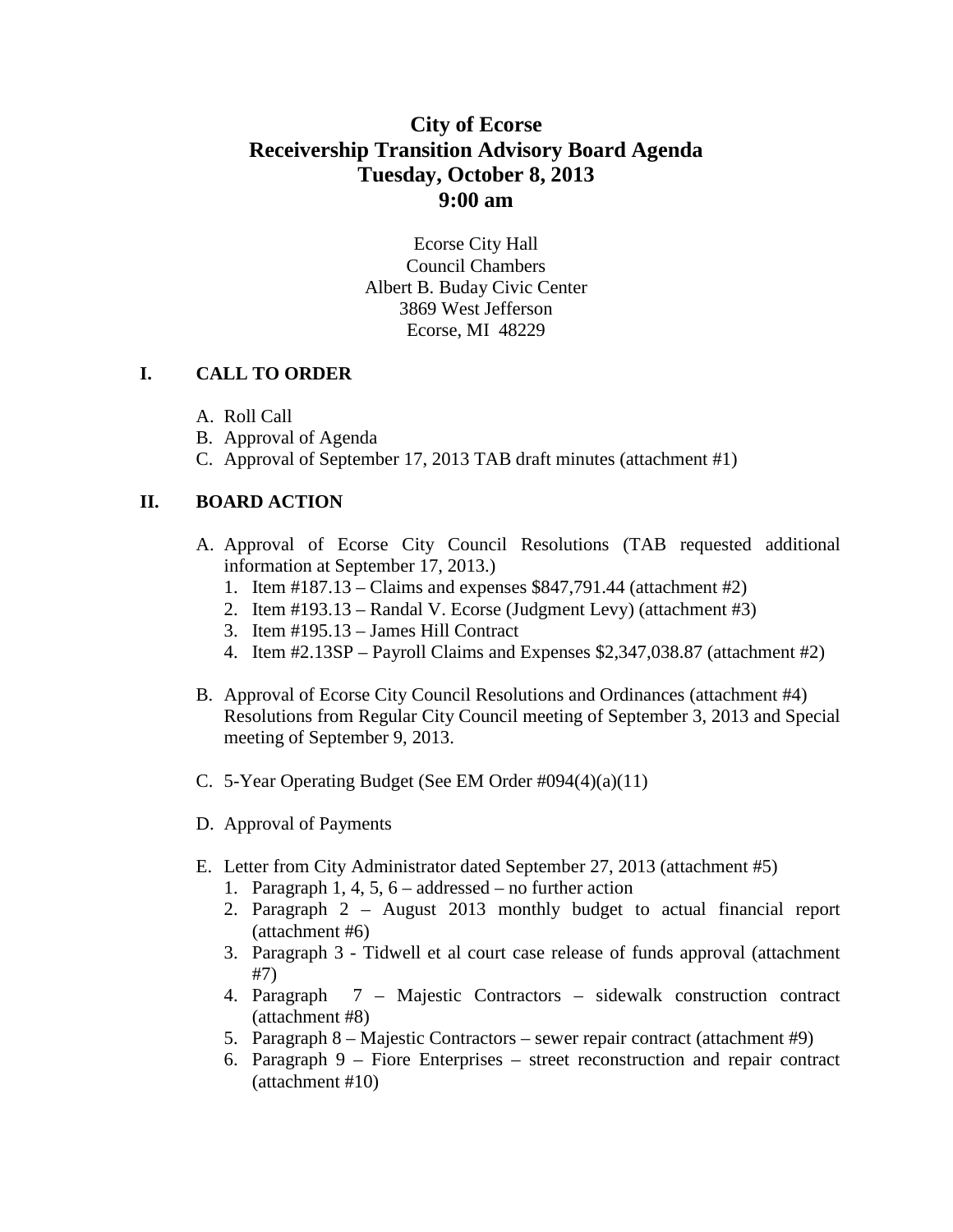# City of Ecorse
# Receivership Transition Advisory Board Agenda
# Tuesday, October 8, 2013
# 9:00 am

Ecorse City Hall
Council Chambers
Albert B. Buday Civic Center
3869 West Jefferson
Ecorse, MI 48229

## I. CALL TO ORDER

A. Roll Call
B. Approval of Agenda
C. Approval of September 17, 2013 TAB draft minutes (attachment #1)

## II. BOARD ACTION

A. Approval of Ecorse City Council Resolutions (TAB requested additional information at September 17, 2013.)
   1. Item #187.13 – Claims and expenses $847,791.44 (attachment #2)
   2. Item #193.13 – Randal V. Ecorse (Judgment Levy) (attachment #3)
   3. Item #195.13 – James Hill Contract
   4. Item #2.13SP – Payroll Claims and Expenses $2,347,038.87 (attachment #2)

B. Approval of Ecorse City Council Resolutions and Ordinances (attachment #4) Resolutions from Regular City Council meeting of September 3, 2013 and Special meeting of September 9, 2013.

C. 5-Year Operating Budget (See EM Order #094(4)(a)(11)

D. Approval of Payments

E. Letter from City Administrator dated September 27, 2013 (attachment #5)
   1. Paragraph 1, 4, 5, 6 – addressed – no further action
   2. Paragraph 2 – August 2013 monthly budget to actual financial report (attachment #6)
   3. Paragraph 3 - Tidwell et al court case release of funds approval (attachment #7)
   4. Paragraph 7 – Majestic Contractors – sidewalk construction contract (attachment #8)
   5. Paragraph 8 – Majestic Contractors – sewer repair contract (attachment #9)
   6. Paragraph 9 – Fiore Enterprises – street reconstruction and repair contract (attachment #10)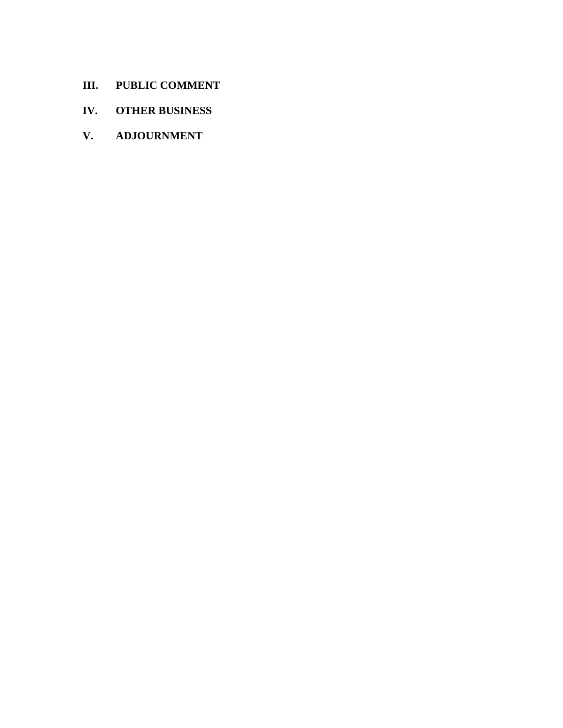**III. PUBLIC COMMENT**

**IV. OTHER BUSINESS**

**V. ADJOURNMENT**